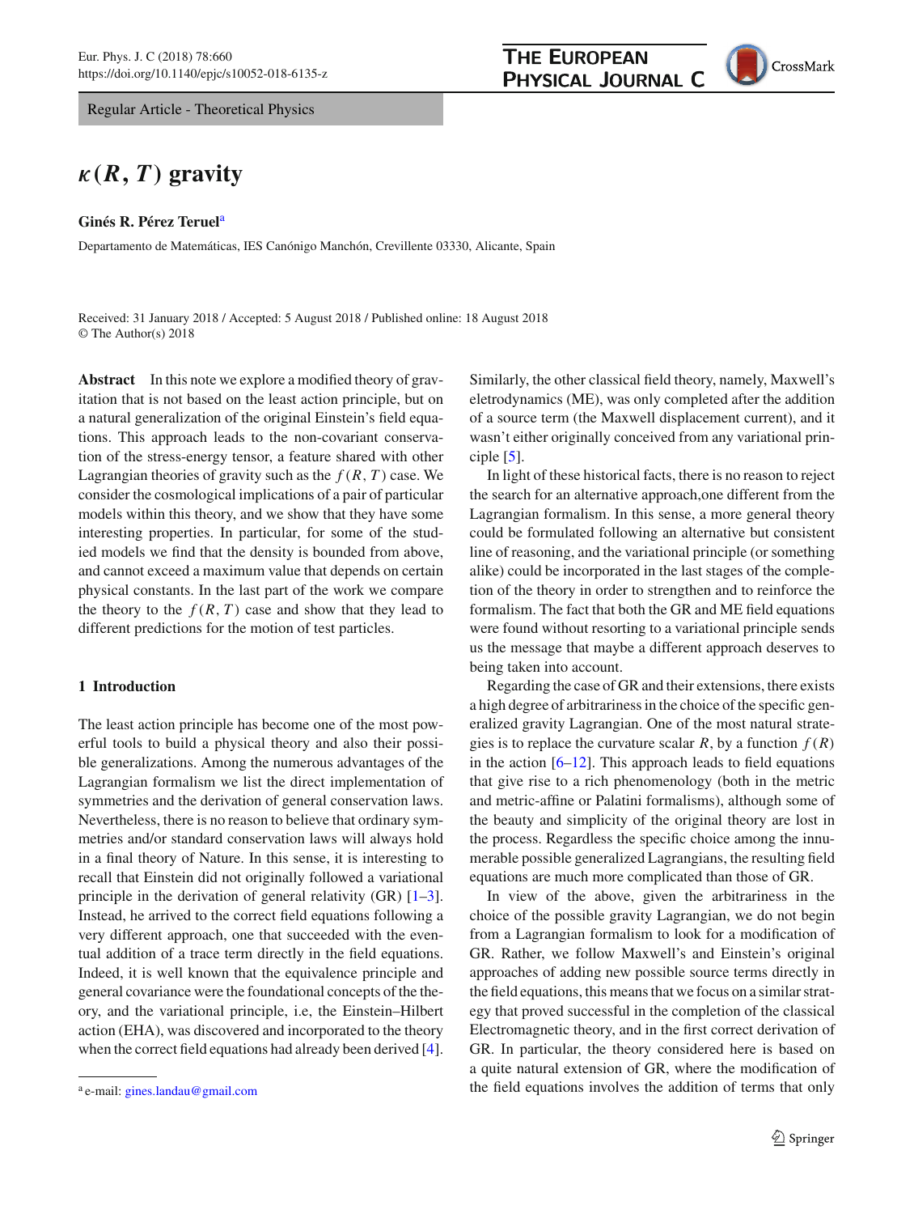Regular Article - Theoretical Physics

# $\kappa(R, T)$ gravity

**Ginés R. Pérez Teruel**[a]

Departamento de Matemáticas, IES Canónigo Manchón, Crevillente 03330, Alicante, Spain

Received: 31 January 2018 / Accepted: 5 August 2018 / Published online: 18 August 2018
© The Author(s) 2018

**Abstract** In this note we explore a modified theory of gravitation that is not based on the least action principle, but on a natural generalization of the original Einstein's field equations. This approach leads to the non-covariant conservation of the stress-energy tensor, a feature shared with other Lagrangian theories of gravity such as the $f(R, T)$ case. We consider the cosmological implications of a pair of particular models within this theory, and we show that they have some interesting properties. In particular, for some of the studied models we find that the density is bounded from above, and cannot exceed a maximum value that depends on certain physical constants. In the last part of the work we compare the theory to the $f(R, T)$ case and show that they lead to different predictions for the motion of test particles.

## 1 Introduction

The least action principle has become one of the most powerful tools to build a physical theory and also their possible generalizations. Among the numerous advantages of the Lagrangian formalism we list the direct implementation of symmetries and the derivation of general conservation laws. Nevertheless, there is no reason to believe that ordinary symmetries and/or standard conservation laws will always hold in a final theory of Nature. In this sense, it is interesting to recall that Einstein did not originally followed a variational principle in the derivation of general relativity (GR) [1–3]. Instead, he arrived to the correct field equations following a very different approach, one that succeeded with the eventual addition of a trace term directly in the field equations. Indeed, it is well known that the equivalence principle and general covariance were the foundational concepts of the theory, and the variational principle, i.e, the Einstein–Hilbert action (EHA), was discovered and incorporated to the theory when the correct field equations had already been derived [4]. Similarly, the other classical field theory, namely, Maxwell's eletrodynamics (ME), was only completed after the addition of a source term (the Maxwell displacement current), and it wasn't either originally conceived from any variational principle [5].

In light of these historical facts, there is no reason to reject the search for an alternative approach,one different from the Lagrangian formalism. In this sense, a more general theory could be formulated following an alternative but consistent line of reasoning, and the variational principle (or something alike) could be incorporated in the last stages of the completion of the theory in order to strengthen and to reinforce the formalism. The fact that both the GR and ME field equations were found without resorting to a variational principle sends us the message that maybe a different approach deserves to being taken into account.

Regarding the case of GR and their extensions, there exists a high degree of arbitrariness in the choice of the specific generalized gravity Lagrangian. One of the most natural strategies is to replace the curvature scalar $R$, by a function $f(R)$ in the action [6–12]. This approach leads to field equations that give rise to a rich phenomenology (both in the metric and metric-affine or Palatini formalisms), although some of the beauty and simplicity of the original theory are lost in the process. Regardless the specific choice among the innumerable possible generalized Lagrangians, the resulting field equations are much more complicated than those of GR.

In view of the above, given the arbitrariness in the choice of the possible gravity Lagrangian, we do not begin from a Lagrangian formalism to look for a modification of GR. Rather, we follow Maxwell's and Einstein's original approaches of adding new possible source terms directly in the field equations, this means that we focus on a similar strategy that proved successful in the completion of the classical Electromagnetic theory, and in the first correct derivation of GR. In particular, the theory considered here is based on a quite natural extension of GR, where the modification of the field equations involves the addition of terms that only

[a] e-mail: gines.landau@gmail.com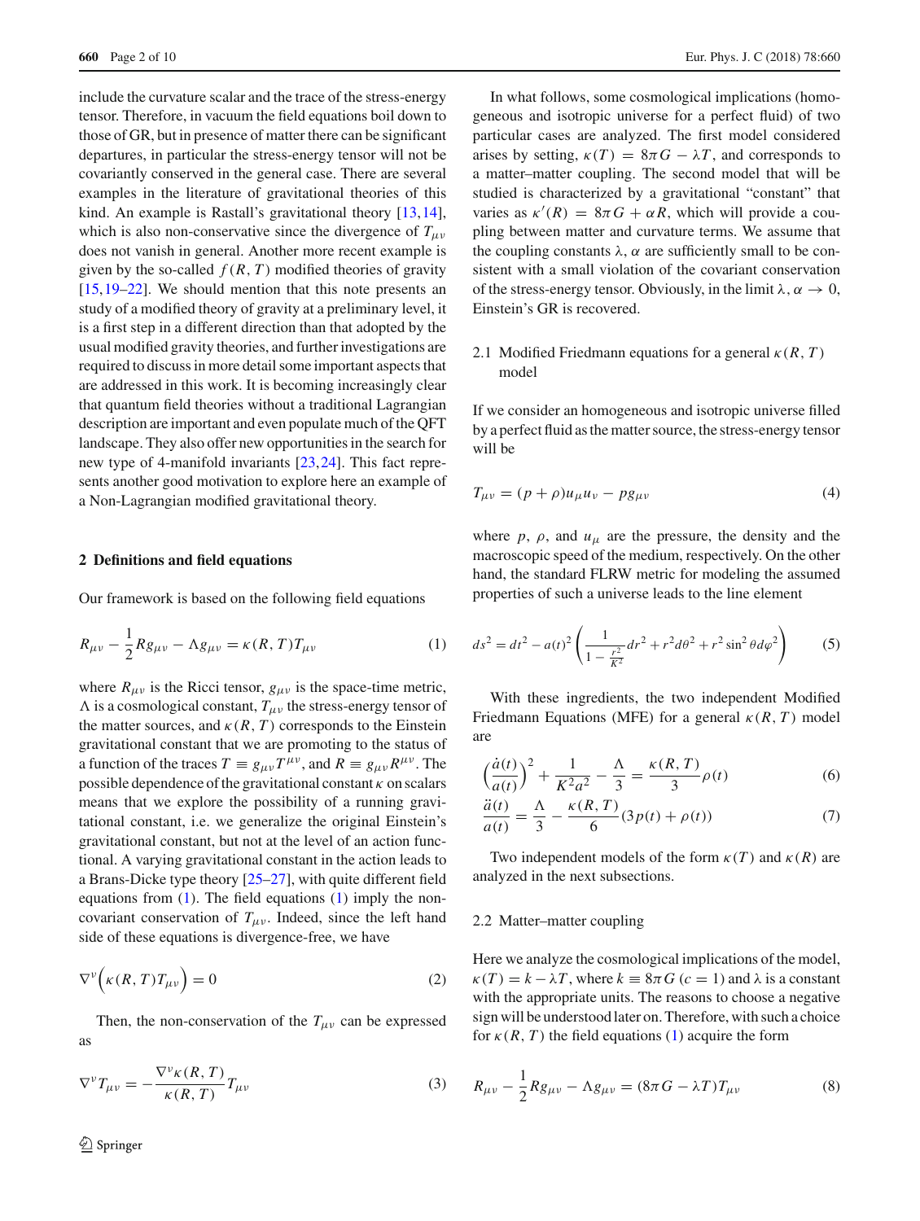include the curvature scalar and the trace of the stress-energy tensor. Therefore, in vacuum the field equations boil down to those of GR, but in presence of matter there can be significant departures, in particular the stress-energy tensor will not be covariantly conserved in the general case. There are several examples in the literature of gravitational theories of this kind. An example is Rastall's gravitational theory [13,14], which is also non-conservative since the divergence of $T_{\mu\nu}$ does not vanish in general. Another more recent example is given by the so-called $f(R,T)$ modified theories of gravity [15,19–22]. We should mention that this note presents an study of a modified theory of gravity at a preliminary level, it is a first step in a different direction than that adopted by the usual modified gravity theories, and further investigations are required to discuss in more detail some important aspects that are addressed in this work. It is becoming increasingly clear that quantum field theories without a traditional Lagrangian description are important and even populate much of the QFT landscape. They also offer new opportunities in the search for new type of 4-manifold invariants [23,24]. This fact represents another good motivation to explore here an example of a Non-Lagrangian modified gravitational theory.

## 2 Definitions and field equations

Our framework is based on the following field equations

$$R_{\mu\nu} - \frac{1}{2}Rg_{\mu\nu} - \Lambda g_{\mu\nu} = \kappa(R,T)T_{\mu\nu} \tag{1}$$

where $R_{\mu\nu}$ is the Ricci tensor, $g_{\mu\nu}$ is the space-time metric, $\Lambda$ is a cosmological constant, $T_{\mu\nu}$ the stress-energy tensor of the matter sources, and $\kappa(R,T)$ corresponds to the Einstein gravitational constant that we are promoting to the status of a function of the traces $T \equiv g_{\mu\nu}T^{\mu\nu}$, and $R \equiv g_{\mu\nu}R^{\mu\nu}$. The possible dependence of the gravitational constant $\kappa$ on scalars means that we explore the possibility of a running gravitational constant, i.e. we generalize the original Einstein's gravitational constant, but not at the level of an action functional. A varying gravitational constant in the action leads to a Brans-Dicke type theory [25–27], with quite different field equations from (1). The field equations (1) imply the non-covariant conservation of $T_{\mu\nu}$. Indeed, since the left hand side of these equations is divergence-free, we have

$$\nabla^{\nu}\Big(\kappa(R,T)T_{\mu\nu}\Big) = 0 \tag{2}$$

Then, the non-conservation of the $T_{\mu\nu}$ can be expressed as

$$\nabla^{\nu}T_{\mu\nu} = -\frac{\nabla^{\nu}\kappa(R,T)}{\kappa(R,T)}T_{\mu\nu} \tag{3}$$

In what follows, some cosmological implications (homogeneous and isotropic universe for a perfect fluid) of two particular cases are analyzed. The first model considered arises by setting, $\kappa(T) = 8\pi G - \lambda T$, and corresponds to a matter–matter coupling. The second model that will be studied is characterized by a gravitational "constant" that varies as $\kappa'(R) = 8\pi G + \alpha R$, which will provide a coupling between matter and curvature terms. We assume that the coupling constants $\lambda, \alpha$ are sufficiently small to be consistent with a small violation of the covariant conservation of the stress-energy tensor. Obviously, in the limit $\lambda, \alpha \to 0$, Einstein's GR is recovered.

### 2.1 Modified Friedmann equations for a general $\kappa(R,T)$ model

If we consider an homogeneous and isotropic universe filled by a perfect fluid as the matter source, the stress-energy tensor will be

$$T_{\mu\nu} = (p+\rho)u_{\mu}u_{\nu} - pg_{\mu\nu} \tag{4}$$

where $p$, $\rho$, and $u_{\mu}$ are the pressure, the density and the macroscopic speed of the medium, respectively. On the other hand, the standard FLRW metric for modeling the assumed properties of such a universe leads to the line element

$$ds^2 = dt^2 - a(t)^2\left(\frac{1}{1-\frac{r^2}{K^2}}dr^2 + r^2d\theta^2 + r^2\sin^2\theta d\varphi^2\right) \tag{5}$$

With these ingredients, the two independent Modified Friedmann Equations (MFE) for a general $\kappa(R,T)$ model are

$$\left(\frac{\dot{a}(t)}{a(t)}\right)^2 + \frac{1}{K^2a^2} - \frac{\Lambda}{3} = \frac{\kappa(R,T)}{3}\rho(t) \tag{6}$$

$$\frac{\ddot{a}(t)}{a(t)} = \frac{\Lambda}{3} - \frac{\kappa(R,T)}{6}(3p(t)+\rho(t)) \tag{7}$$

Two independent models of the form $\kappa(T)$ and $\kappa(R)$ are analyzed in the next subsections.

### 2.2 Matter–matter coupling

Here we analyze the cosmological implications of the model, $\kappa(T) = k - \lambda T$, where $k \equiv 8\pi G$ $(c=1)$ and $\lambda$ is a constant with the appropriate units. The reasons to choose a negative sign will be understood later on. Therefore, with such a choice for $\kappa(R,T)$ the field equations (1) acquire the form

$$R_{\mu\nu} - \frac{1}{2}Rg_{\mu\nu} - \Lambda g_{\mu\nu} = (8\pi G - \lambda T)T_{\mu\nu} \tag{8}$$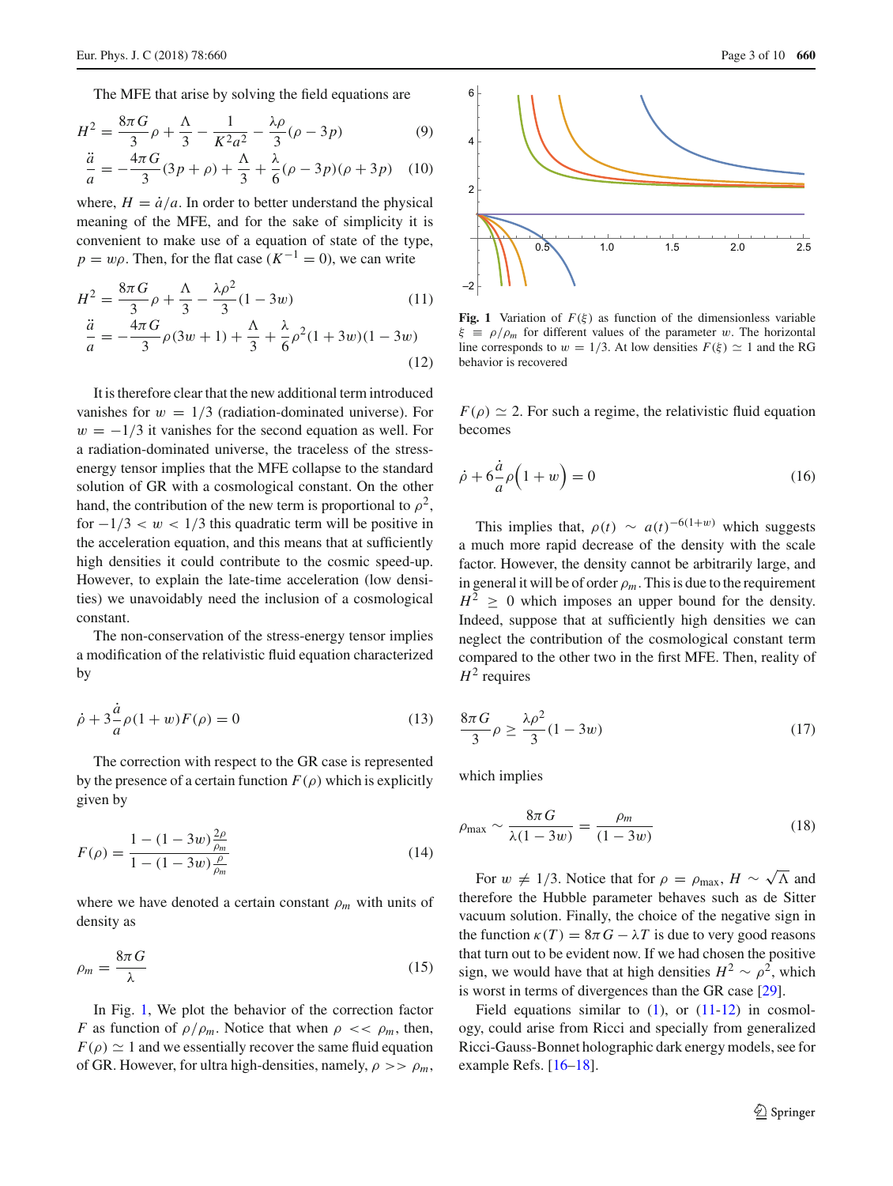The MFE that arise by solving the field equations are

$$H^2 = \frac{8\pi G}{3}\rho + \frac{\Lambda}{3} - \frac{1}{K^2 a^2} - \frac{\lambda\rho}{3}(\rho - 3p) \tag{9}$$

$$\frac{\ddot{a}}{a} = -\frac{4\pi G}{3}(3p+\rho) + \frac{\Lambda}{3} + \frac{\lambda}{6}(\rho - 3p)(\rho + 3p) \tag{10}$$

where, $H = \dot{a}/a$. In order to better understand the physical meaning of the MFE, and for the sake of simplicity it is convenient to make use of a equation of state of the type, $p = w\rho$. Then, for the flat case ($K^{-1} = 0$), we can write

$$H^2 = \frac{8\pi G}{3}\rho + \frac{\Lambda}{3} - \frac{\lambda\rho^2}{3}(1 - 3w) \tag{11}$$

$$\frac{\ddot{a}}{a} = -\frac{4\pi G}{3}\rho(3w+1) + \frac{\Lambda}{3} + \frac{\lambda}{6}\rho^2(1+3w)(1-3w) \tag{12}$$

It is therefore clear that the new additional term introduced vanishes for $w = 1/3$ (radiation-dominated universe). For $w = -1/3$ it vanishes for the second equation as well. For a radiation-dominated universe, the traceless of the stress-energy tensor implies that the MFE collapse to the standard solution of GR with a cosmological constant. On the other hand, the contribution of the new term is proportional to $\rho^2$, for $-1/3 < w < 1/3$ this quadratic term will be positive in the acceleration equation, and this means that at sufficiently high densities it could contribute to the cosmic speed-up. However, to explain the late-time acceleration (low densities) we unavoidably need the inclusion of a cosmological constant.

The non-conservation of the stress-energy tensor implies a modification of the relativistic fluid equation characterized by

$$\dot{\rho} + 3\frac{\dot{a}}{a}\rho(1+w)F(\rho) = 0 \tag{13}$$

The correction with respect to the GR case is represented by the presence of a certain function $F(\rho)$ which is explicitly given by

$$F(\rho) = \frac{1 - (1-3w)\frac{2\rho}{\rho_m}}{1 - (1-3w)\frac{\rho}{\rho_m}} \tag{14}$$

where we have denoted a certain constant $\rho_m$ with units of density as

$$\rho_m = \frac{8\pi G}{\lambda} \tag{15}$$

In Fig. 1, We plot the behavior of the correction factor $F$ as function of $\rho/\rho_m$. Notice that when $\rho << \rho_m$, then, $F(\rho) \simeq 1$ and we essentially recover the same fluid equation of GR. However, for ultra high-densities, namely, $\rho >> \rho_m$, $F(\rho) \simeq 2$. For such a regime, the relativistic fluid equation becomes

**Fig. 1** Variation of $F(\xi)$ as function of the dimensionless variable $\xi \equiv \rho/\rho_m$ for different values of the parameter $w$. The horizontal line corresponds to $w = 1/3$. At low densities $F(\xi) \simeq 1$ and the RG behavior is recovered

$$\dot{\rho} + 6\frac{\dot{a}}{a}\rho\Big(1+w\Big) = 0 \tag{16}$$

This implies that, $\rho(t) \sim a(t)^{-6(1+w)}$ which suggests a much more rapid decrease of the density with the scale factor. However, the density cannot be arbitrarily large, and in general it will be of order $\rho_m$. This is due to the requirement $H^2 \geq 0$ which imposes an upper bound for the density. Indeed, suppose that at sufficiently high densities we can neglect the contribution of the cosmological constant term compared to the other two in the first MFE. Then, reality of $H^2$ requires

$$\frac{8\pi G}{3}\rho \geq \frac{\lambda\rho^2}{3}(1-3w) \tag{17}$$

which implies

$$\rho_{\max} \sim \frac{8\pi G}{\lambda(1-3w)} = \frac{\rho_m}{(1-3w)} \tag{18}$$

For $w \neq 1/3$. Notice that for $\rho = \rho_{\max}$, $H \sim \sqrt{\Lambda}$ and therefore the Hubble parameter behaves such as de Sitter vacuum solution. Finally, the choice of the negative sign in the function $\kappa(T) = 8\pi G - \lambda T$ is due to very good reasons that turn out to be evident now. If we had chosen the positive sign, we would have that at high densities $H^2 \sim \rho^2$, which is worst in terms of divergences than the GR case [29].

Field equations similar to (1), or (11-12) in cosmology, could arise from Ricci and specially from generalized Ricci-Gauss-Bonnet holographic dark energy models, see for example Refs. [16–18].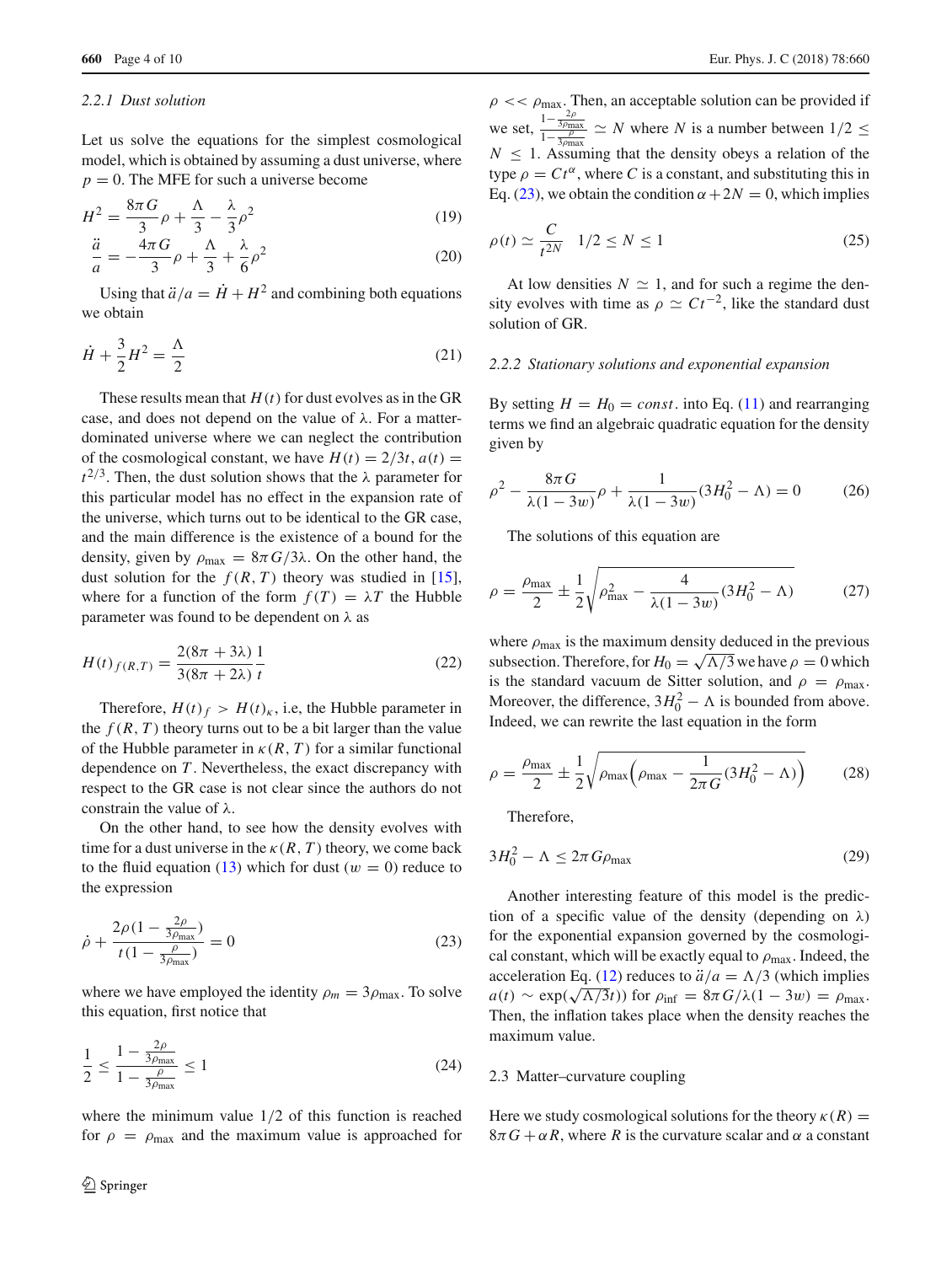#### 2.2.1 Dust solution

Let us solve the equations for the simplest cosmological model, which is obtained by assuming a dust universe, where $p = 0$. The MFE for such a universe become

$$H^2 = \frac{8\pi G}{3}\rho + \frac{\Lambda}{3} - \frac{\lambda}{3}\rho^2 \tag{19}$$

$$\frac{\ddot{a}}{a} = -\frac{4\pi G}{3}\rho + \frac{\Lambda}{3} + \frac{\lambda}{6}\rho^2 \tag{20}$$

Using that $\ddot{a}/a = \dot{H} + H^2$ and combining both equations we obtain

$$\dot{H} + \frac{3}{2}H^2 = \frac{\Lambda}{2} \tag{21}$$

These results mean that $H(t)$ for dust evolves as in the GR case, and does not depend on the value of $\lambda$. For a matter-dominated universe where we can neglect the contribution of the cosmological constant, we have $H(t) = 2/3t$, $a(t) = t^{2/3}$. Then, the dust solution shows that the $\lambda$ parameter for this particular model has no effect in the expansion rate of the universe, which turns out to be identical to the GR case, and the main difference is the existence of a bound for the density, given by $\rho_{\max} = 8\pi G/3\lambda$. On the other hand, the dust solution for the $f(R,T)$ theory was studied in [15], where for a function of the form $f(T) = \lambda T$ the Hubble parameter was found to be dependent on $\lambda$ as

$$H(t)_{f(R,T)} = \frac{2(8\pi + 3\lambda)}{3(8\pi + 2\lambda)}\frac{1}{t} \tag{22}$$

Therefore, $H(t)_f > H(t)_\kappa$, i.e, the Hubble parameter in the $f(R,T)$ theory turns out to be a bit larger than the value of the Hubble parameter in $\kappa(R,T)$ for a similar functional dependence on $T$. Nevertheless, the exact discrepancy with respect to the GR case is not clear since the authors do not constrain the value of $\lambda$.

On the other hand, to see how the density evolves with time for a dust universe in the $\kappa(R,T)$ theory, we come back to the fluid equation (13) which for dust ($w = 0$) reduce to the expression

$$\dot{\rho} + \frac{2\rho\left(1 - \frac{2\rho}{3\rho_{\max}}\right)}{t\left(1 - \frac{\rho}{3\rho_{\max}}\right)} = 0 \tag{23}$$

where we have employed the identity $\rho_m = 3\rho_{\max}$. To solve this equation, first notice that

$$\frac{1}{2} \leq \frac{1 - \frac{2\rho}{3\rho_{\max}}}{1 - \frac{\rho}{3\rho_{\max}}} \leq 1 \tag{24}$$

where the minimum value 1/2 of this function is reached for $\rho = \rho_{\max}$ and the maximum value is approached for $\rho << \rho_{\max}$. Then, an acceptable solution can be provided if we set, $\frac{1-\frac{2\rho}{3\rho_{\max}}}{1-\frac{\rho}{3\rho_{\max}}} \simeq N$ where $N$ is a number between $1/2 \leq N \leq 1$. Assuming that the density obeys a relation of the type $\rho = Ct^\alpha$, where $C$ is a constant, and substituting this in Eq. (23), we obtain the condition $\alpha + 2N = 0$, which implies

$$\rho(t) \simeq \frac{C}{t^{2N}} \quad 1/2 \leq N \leq 1 \tag{25}$$

At low densities $N \simeq 1$, and for such a regime the density evolves with time as $\rho \simeq Ct^{-2}$, like the standard dust solution of GR.

#### 2.2.2 Stationary solutions and exponential expansion

By setting $H = H_0 = const.$ into Eq. (11) and rearranging terms we find an algebraic quadratic equation for the density given by

$$\rho^2 - \frac{8\pi G}{\lambda(1-3w)}\rho + \frac{1}{\lambda(1-3w)}(3H_0^2 - \Lambda) = 0 \tag{26}$$

The solutions of this equation are

$$\rho = \frac{\rho_{\max}}{2} \pm \frac{1}{2}\sqrt{\rho_{\max}^2 - \frac{4}{\lambda(1-3w)}(3H_0^2 - \Lambda)} \tag{27}$$

where $\rho_{\max}$ is the maximum density deduced in the previous subsection. Therefore, for $H_0 = \sqrt{\Lambda/3}$ we have $\rho = 0$ which is the standard vacuum de Sitter solution, and $\rho = \rho_{\max}$. Moreover, the difference, $3H_0^2 - \Lambda$ is bounded from above. Indeed, we can rewrite the last equation in the form

$$\rho = \frac{\rho_{\max}}{2} \pm \frac{1}{2}\sqrt{\rho_{\max}\left(\rho_{\max} - \frac{1}{2\pi G}(3H_0^2 - \Lambda)\right)} \tag{28}$$

Therefore,

$$3H_0^2 - \Lambda \leq 2\pi G\rho_{\max} \tag{29}$$

Another interesting feature of this model is the prediction of a specific value of the density (depending on $\lambda$) for the exponential expansion governed by the cosmological constant, which will be exactly equal to $\rho_{\max}$. Indeed, the acceleration Eq. (12) reduces to $\ddot{a}/a = \Lambda/3$ (which implies $a(t) \sim \exp(\sqrt{\Lambda/3}t)$) for $\rho_{\inf} = 8\pi G/\lambda(1-3w) = \rho_{\max}$. Then, the inflation takes place when the density reaches the maximum value.

### 2.3 Matter–curvature coupling

Here we study cosmological solutions for the theory $\kappa(R) = 8\pi G + \alpha R$, where $R$ is the curvature scalar and $\alpha$ a constant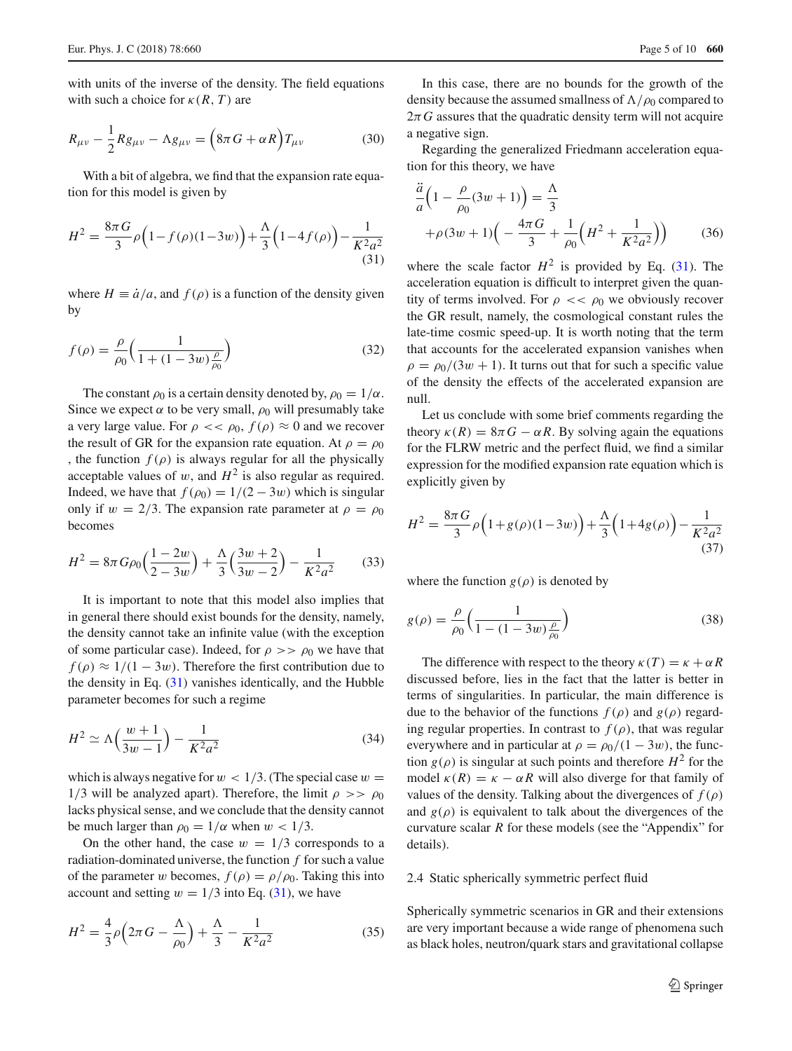with units of the inverse of the density. The field equations with such a choice for $\kappa(R, T)$ are

$$R_{\mu\nu} - \frac{1}{2}Rg_{\mu\nu} - \Lambda g_{\mu\nu} = \Big(8\pi G + \alpha R\Big)T_{\mu\nu} \tag{30}$$

With a bit of algebra, we find that the expansion rate equation for this model is given by

$$H^2 = \frac{8\pi G}{3}\rho\Big(1 - f(\rho)(1-3w)\Big) + \frac{\Lambda}{3}\Big(1 - 4f(\rho)\Big) - \frac{1}{K^2a^2} \tag{31}$$

where $H \equiv \dot{a}/a$, and $f(\rho)$ is a function of the density given by

$$f(\rho) = \frac{\rho}{\rho_0}\Big(\frac{1}{1 + (1-3w)\frac{\rho}{\rho_0}}\Big) \tag{32}$$

The constant $\rho_0$ is a certain density denoted by, $\rho_0 = 1/\alpha$. Since we expect $\alpha$ to be very small, $\rho_0$ will presumably take a very large value. For $\rho << \rho_0$, $f(\rho) \approx 0$ and we recover the result of GR for the expansion rate equation. At $\rho = \rho_0$, the function $f(\rho)$ is always regular for all the physically acceptable values of $w$, and $H^2$ is also regular as required. Indeed, we have that $f(\rho_0) = 1/(2 - 3w)$ which is singular only if $w = 2/3$. The expansion rate parameter at $\rho = \rho_0$ becomes

$$H^2 = 8\pi G\rho_0\Big(\frac{1-2w}{2-3w}\Big) + \frac{\Lambda}{3}\Big(\frac{3w+2}{3w-2}\Big) - \frac{1}{K^2a^2} \tag{33}$$

It is important to note that this model also implies that in general there should exist bounds for the density, namely, the density cannot take an infinite value (with the exception of some particular case). Indeed, for $\rho >> \rho_0$ we have that $f(\rho) \approx 1/(1-3w)$. Therefore the first contribution due to the density in Eq. (31) vanishes identically, and the Hubble parameter becomes for such a regime

$$H^2 \simeq \Lambda\Big(\frac{w+1}{3w-1}\Big) - \frac{1}{K^2a^2} \tag{34}$$

which is always negative for $w < 1/3$. (The special case $w = 1/3$ will be analyzed apart). Therefore, the limit $\rho >> \rho_0$ lacks physical sense, and we conclude that the density cannot be much larger than $\rho_0 = 1/\alpha$ when $w < 1/3$.

On the other hand, the case $w = 1/3$ corresponds to a radiation-dominated universe, the function $f$ for such a value of the parameter $w$ becomes, $f(\rho) = \rho/\rho_0$. Taking this into account and setting $w = 1/3$ into Eq. (31), we have

$$H^2 = \frac{4}{3}\rho\Big(2\pi G - \frac{\Lambda}{\rho_0}\Big) + \frac{\Lambda}{3} - \frac{1}{K^2a^2} \tag{35}$$

In this case, there are no bounds for the growth of the density because the assumed smallness of $\Lambda/\rho_0$ compared to $2\pi G$ assures that the quadratic density term will not acquire a negative sign.

Regarding the generalized Friedmann acceleration equation for this theory, we have

$$\frac{\ddot{a}}{a}\Big(1 - \frac{\rho}{\rho_0}(3w+1)\Big) = \frac{\Lambda}{3} + \rho(3w+1)\Big(-\frac{4\pi G}{3} + \frac{1}{\rho_0}\Big(H^2 + \frac{1}{K^2a^2}\Big)\Big) \tag{36}$$

where the scale factor $H^2$ is provided by Eq. (31). The acceleration equation is difficult to interpret given the quantity of terms involved. For $\rho << \rho_0$ we obviously recover the GR result, namely, the cosmological constant rules the late-time cosmic speed-up. It is worth noting that the term that accounts for the accelerated expansion vanishes when $\rho = \rho_0/(3w+1)$. It turns out that for such a specific value of the density the effects of the accelerated expansion are null.

Let us conclude with some brief comments regarding the theory $\kappa(R) = 8\pi G - \alpha R$. By solving again the equations for the FLRW metric and the perfect fluid, we find a similar expression for the modified expansion rate equation which is explicitly given by

$$H^2 = \frac{8\pi G}{3}\rho\Big(1 + g(\rho)(1-3w)\Big) + \frac{\Lambda}{3}\Big(1 + 4g(\rho)\Big) - \frac{1}{K^2a^2} \tag{37}$$

where the function $g(\rho)$ is denoted by

$$g(\rho) = \frac{\rho}{\rho_0}\Big(\frac{1}{1 - (1-3w)\frac{\rho}{\rho_0}}\Big) \tag{38}$$

The difference with respect to the theory $\kappa(T) = \kappa + \alpha R$ discussed before, lies in the fact that the latter is better in terms of singularities. In particular, the main difference is due to the behavior of the functions $f(\rho)$ and $g(\rho)$ regarding regular properties. In contrast to $f(\rho)$, that was regular everywhere and in particular at $\rho = \rho_0/(1-3w)$, the function $g(\rho)$ is singular at such points and therefore $H^2$ for the model $\kappa(R) = \kappa - \alpha R$ will also diverge for that family of values of the density. Talking about the divergences of $f(\rho)$ and $g(\rho)$ is equivalent to talk about the divergences of the curvature scalar $R$ for these models (see the "Appendix" for details).

### 2.4 Static spherically symmetric perfect fluid

Spherically symmetric scenarios in GR and their extensions are very important because a wide range of phenomena such as black holes, neutron/quark stars and gravitational collapse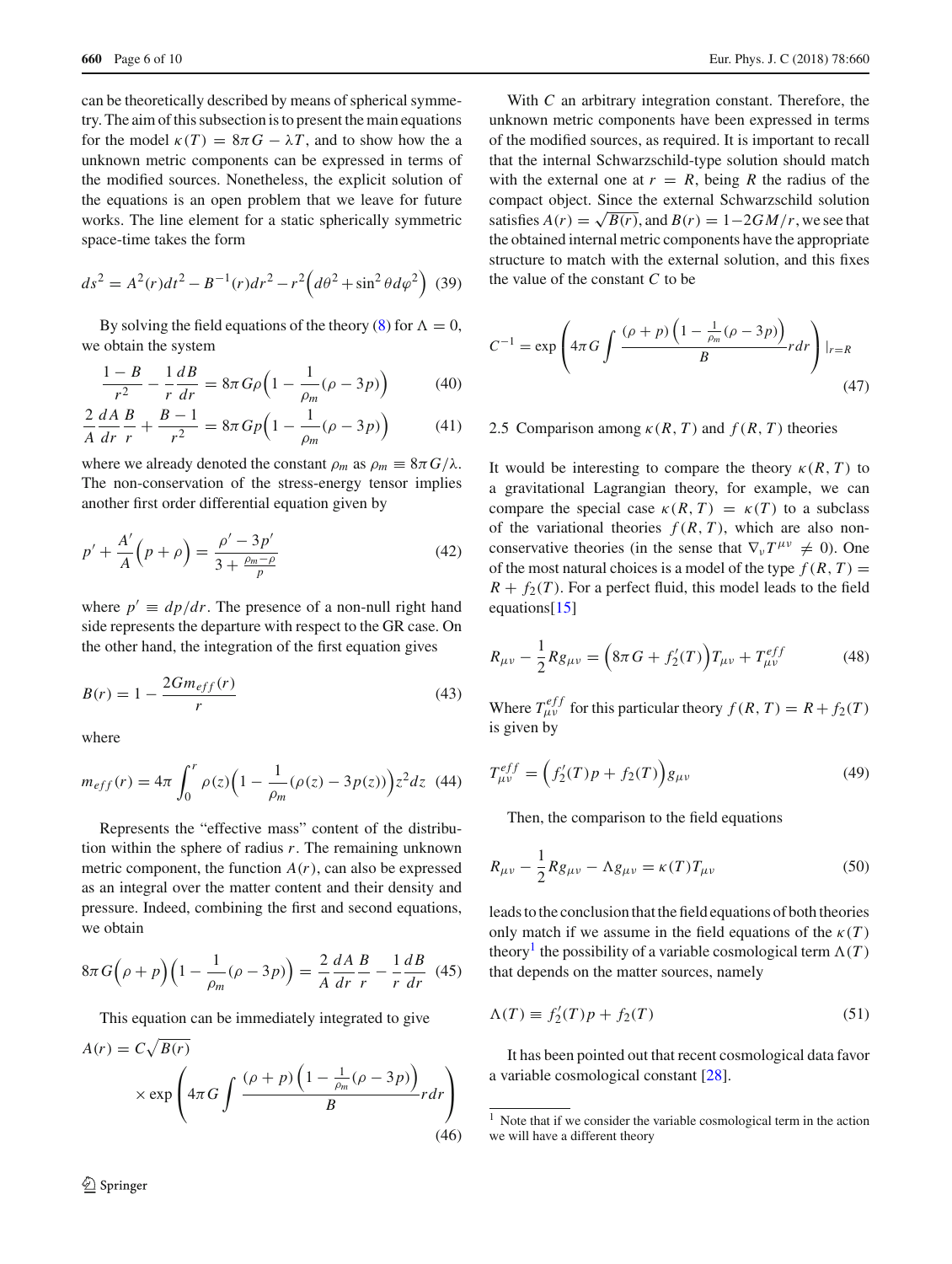can be theoretically described by means of spherical symmetry. The aim of this subsection is to present the main equations for the model $\kappa(T) = 8\pi G - \lambda T$, and to show how the a unknown metric components can be expressed in terms of the modified sources. Nonetheless, the explicit solution of the equations is an open problem that we leave for future works. The line element for a static spherically symmetric space-time takes the form

$$ds^2 = A^2(r)dt^2 - B^{-1}(r)dr^2 - r^2\Big(d\theta^2 + \sin^2\theta d\varphi^2\Big) \quad (39)$$

By solving the field equations of the theory (8) for $\Lambda = 0$, we obtain the system

$$\frac{1-B}{r^2} - \frac{1}{r}\frac{dB}{dr} = 8\pi G\rho\Big(1 - \frac{1}{\rho_m}(\rho - 3p)\Big) \quad (40)$$

$$\frac{2}{A}\frac{dA}{dr}\frac{B}{r} + \frac{B-1}{r^2} = 8\pi Gp\Big(1 - \frac{1}{\rho_m}(\rho - 3p)\Big) \quad (41)$$

where we already denoted the constant $\rho_m$ as $\rho_m \equiv 8\pi G/\lambda$. The non-conservation of the stress-energy tensor implies another first order differential equation given by

$$p' + \frac{A'}{A}\Big(p + \rho\Big) = \frac{\rho' - 3p'}{3 + \frac{\rho_m - \rho}{p}} \quad (42)$$

where $p' \equiv dp/dr$. The presence of a non-null right hand side represents the departure with respect to the GR case. On the other hand, the integration of the first equation gives

$$B(r) = 1 - \frac{2Gm_{eff}(r)}{r} \quad (43)$$

where

$$m_{eff}(r) = 4\pi\int_0^r \rho(z)\Big(1 - \frac{1}{\rho_m}(\rho(z) - 3p(z))\Big)z^2 dz \quad (44)$$

Represents the "effective mass" content of the distribution within the sphere of radius $r$. The remaining unknown metric component, the function $A(r)$, can also be expressed as an integral over the matter content and their density and pressure. Indeed, combining the first and second equations, we obtain

$$8\pi G\Big(\rho + p\Big)\Big(1 - \frac{1}{\rho_m}(\rho - 3p)\Big) = \frac{2}{A}\frac{dA}{dr}\frac{B}{r} - \frac{1}{r}\frac{dB}{dr} \quad (45)$$

This equation can be immediately integrated to give

$$A(r) = C\sqrt{B(r)} \times \exp\left(4\pi G\int \frac{(\rho + p)\left(1 - \frac{1}{\rho_m}(\rho - 3p)\right)}{B} r dr\right) \quad (46)$$

With $C$ an arbitrary integration constant. Therefore, the unknown metric components have been expressed in terms of the modified sources, as required. It is important to recall that the internal Schwarzschild-type solution should match with the external one at $r = R$, being $R$ the radius of the compact object. Since the external Schwarzschild solution satisfies $A(r) = \sqrt{B(r)}$, and $B(r) = 1 - 2GM/r$, we see that the obtained internal metric components have the appropriate structure to match with the external solution, and this fixes the value of the constant $C$ to be

$$C^{-1} = \exp\left(4\pi G\int \frac{(\rho + p)\left(1 - \frac{1}{\rho_m}(\rho - 3p)\right)}{B} r dr\right)|_{r=R} \quad (47)$$

### 2.5 Comparison among $\kappa(R, T)$ and $f(R, T)$ theories

It would be interesting to compare the theory $\kappa(R, T)$ to a gravitational Lagrangian theory, for example, we can compare the special case $\kappa(R, T) = \kappa(T)$ to a subclass of the variational theories $f(R, T)$, which are also non-conservative theories (in the sense that $\nabla_\nu T^{\mu\nu} \neq 0$). One of the most natural choices is a model of the type $f(R, T) = R + f_2(T)$. For a perfect fluid, this model leads to the field equations[15]

$$R_{\mu\nu} - \frac{1}{2}Rg_{\mu\nu} = \Big(8\pi G + f_2'(T)\Big)T_{\mu\nu} + T_{\mu\nu}^{eff} \quad (48)$$

Where $T_{\mu\nu}^{eff}$ for this particular theory $f(R, T) = R + f_2(T)$ is given by

$$T_{\mu\nu}^{eff} = \Big(f_2'(T)p + f_2(T)\Big)g_{\mu\nu} \quad (49)$$

Then, the comparison to the field equations

$$R_{\mu\nu} - \frac{1}{2}Rg_{\mu\nu} - \Lambda g_{\mu\nu} = \kappa(T)T_{\mu\nu} \quad (50)$$

leads to the conclusion that the field equations of both theories only match if we assume in the field equations of the $\kappa(T)$ theory[1] the possibility of a variable cosmological term $\Lambda(T)$ that depends on the matter sources, namely

$$\Lambda(T) \equiv f_2'(T)p + f_2(T) \quad (51)$$

It has been pointed out that recent cosmological data favor a variable cosmological constant [28].

[1] Note that if we consider the variable cosmological term in the action we will have a different theory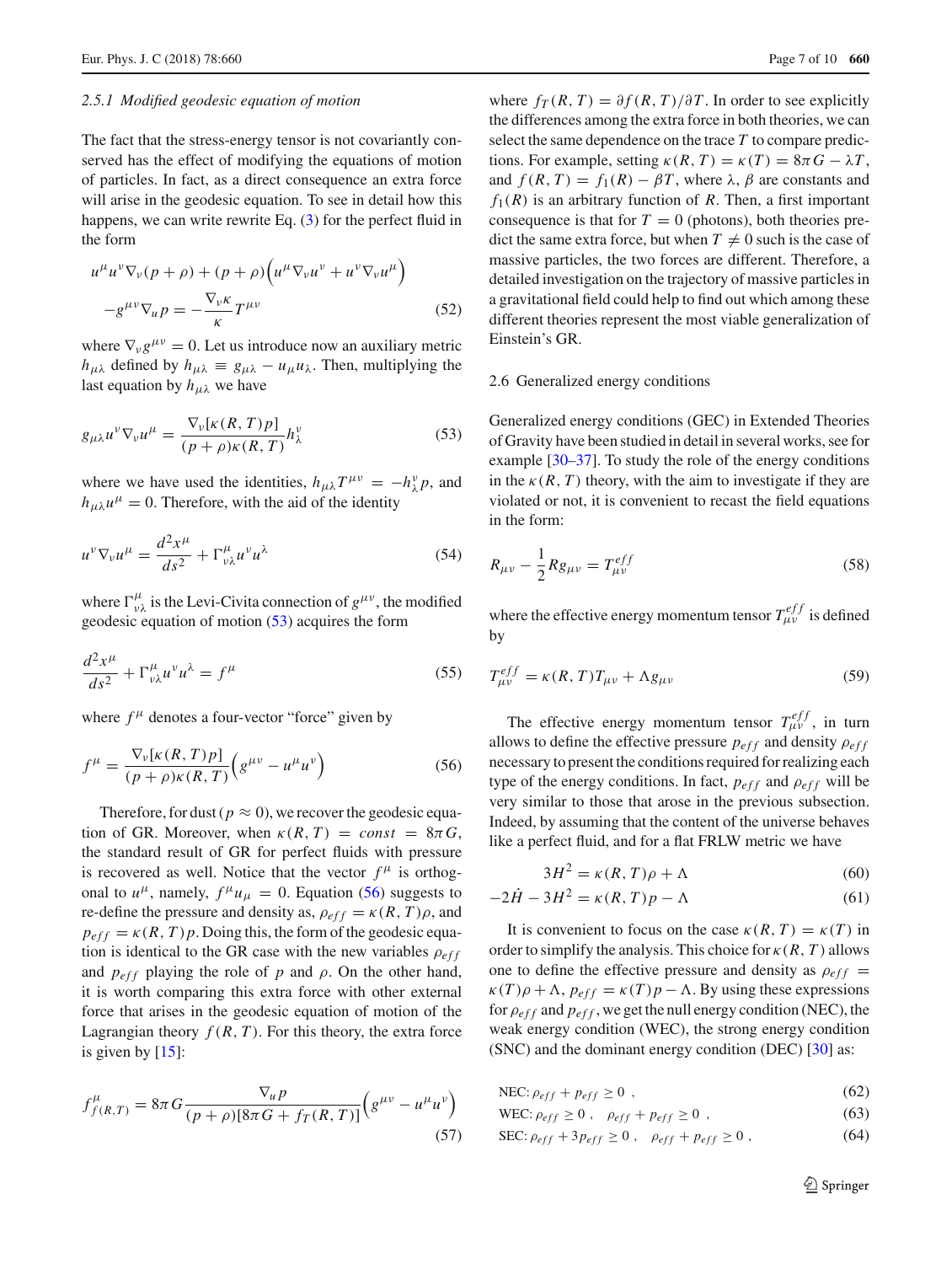#### 2.5.1 Modified geodesic equation of motion

The fact that the stress-energy tensor is not covariantly conserved has the effect of modifying the equations of motion of particles. In fact, as a direct consequence an extra force will arise in the geodesic equation. To see in detail how this happens, we can write rewrite Eq. (3) for the perfect fluid in the form

$$u^\mu u^\nu \nabla_\nu (p+\rho) + (p+\rho)\Big(u^\mu \nabla_\nu u^\nu + u^\nu \nabla_\nu u^\mu\Big) - g^{\mu\nu}\nabla_u p = -\frac{\nabla_\nu \kappa}{\kappa} T^{\mu\nu} \tag{52}$$

where $\nabla_\nu g^{\mu\nu} = 0$. Let us introduce now an auxiliary metric $h_{\mu\lambda}$ defined by $h_{\mu\lambda} \equiv g_{\mu\lambda} - u_\mu u_\lambda$. Then, multiplying the last equation by $h_{\mu\lambda}$ we have

$$g_{\mu\lambda} u^\nu \nabla_\nu u^\mu = \frac{\nabla_\nu [\kappa(R,T)p]}{(p+\rho)\kappa(R,T)} h^\nu_\lambda \tag{53}$$

where we have used the identities, $h_{\mu\lambda} T^{\mu\nu} = -h^\nu_\lambda p$, and $h_{\mu\lambda} u^\mu = 0$. Therefore, with the aid of the identity

$$u^\nu \nabla_\nu u^\mu = \frac{d^2 x^\mu}{ds^2} + \Gamma^\mu_{\nu\lambda} u^\nu u^\lambda \tag{54}$$

where $\Gamma^\mu_{\nu\lambda}$ is the Levi-Civita connection of $g^{\mu\nu}$, the modified geodesic equation of motion (53) acquires the form

$$\frac{d^2 x^\mu}{ds^2} + \Gamma^\mu_{\nu\lambda} u^\nu u^\lambda = f^\mu \tag{55}$$

where $f^\mu$ denotes a four-vector "force" given by

$$f^\mu = \frac{\nabla_\nu [\kappa(R,T)p]}{(p+\rho)\kappa(R,T)} \Big(g^{\mu\nu} - u^\mu u^\nu\Big) \tag{56}$$

Therefore, for dust ($p \approx 0$), we recover the geodesic equation of GR. Moreover, when $\kappa(R,T) = const = 8\pi G$, the standard result of GR for perfect fluids with pressure is recovered as well. Notice that the vector $f^\mu$ is orthogonal to $u^\mu$, namely, $f^\mu u_\mu = 0$. Equation (56) suggests to re-define the pressure and density as, $\rho_{eff} = \kappa(R,T)\rho$, and $p_{eff} = \kappa(R,T)p$. Doing this, the form of the geodesic equation is identical to the GR case with the new variables $\rho_{eff}$ and $p_{eff}$ playing the role of $p$ and $\rho$. On the other hand, it is worth comparing this extra force with other external force that arises in the geodesic equation of motion of the Lagrangian theory $f(R,T)$. For this theory, the extra force is given by [15]:

$$f^\mu_{f(R,T)} = 8\pi G \frac{\nabla_u p}{(p+\rho)[8\pi G + f_T(R,T)]} \Big(g^{\mu\nu} - u^\mu u^\nu\Big) \tag{57}$$

where $f_T(R,T) = \partial f(R,T)/\partial T$. In order to see explicitly the differences among the extra force in both theories, we can select the same dependence on the trace $T$ to compare predictions. For example, setting $\kappa(R,T) = \kappa(T) = 8\pi G - \lambda T$, and $f(R,T) = f_1(R) - \beta T$, where $\lambda$, $\beta$ are constants and $f_1(R)$ is an arbitrary function of $R$. Then, a first important consequence is that for $T = 0$ (photons), both theories predict the same extra force, but when $T \neq 0$ such is the case of massive particles, the two forces are different. Therefore, a detailed investigation on the trajectory of massive particles in a gravitational field could help to find out which among these different theories represent the most viable generalization of Einstein's GR.

### 2.6 Generalized energy conditions

Generalized energy conditions (GEC) in Extended Theories of Gravity have been studied in detail in several works, see for example [30–37]. To study the role of the energy conditions in the $\kappa(R,T)$ theory, with the aim to investigate if they are violated or not, it is convenient to recast the field equations in the form:

$$R_{\mu\nu} - \frac{1}{2} R g_{\mu\nu} = T^{eff}_{\mu\nu} \tag{58}$$

where the effective energy momentum tensor $T^{eff}_{\mu\nu}$ is defined by

$$T^{eff}_{\mu\nu} = \kappa(R,T) T_{\mu\nu} + \Lambda g_{\mu\nu} \tag{59}$$

The effective energy momentum tensor $T^{eff}_{\mu\nu}$, in turn allows to define the effective pressure $p_{eff}$ and density $\rho_{eff}$ necessary to present the conditions required for realizing each type of the energy conditions. In fact, $p_{eff}$ and $\rho_{eff}$ will be very similar to those that arose in the previous subsection. Indeed, by assuming that the content of the universe behaves like a perfect fluid, and for a flat FRLW metric we have

$$3H^2 = \kappa(R,T)\rho + \Lambda \tag{60}$$

$$-2\dot{H} - 3H^2 = \kappa(R,T)p - \Lambda \tag{61}$$

It is convenient to focus on the case $\kappa(R,T) = \kappa(T)$ in order to simplify the analysis. This choice for $\kappa(R,T)$ allows one to define the effective pressure and density as $\rho_{eff} = \kappa(T)\rho + \Lambda$, $p_{eff} = \kappa(T)p - \Lambda$. By using these expressions for $\rho_{eff}$ and $p_{eff}$, we get the null energy condition (NEC), the weak energy condition (WEC), the strong energy condition (SNC) and the dominant energy condition (DEC) [30] as:

$$\text{NEC}: \rho_{eff} + p_{eff} \geq 0\ , \tag{62}$$

$$\text{WEC}: \rho_{eff} \geq 0\ , \quad \rho_{eff} + p_{eff} \geq 0\ , \tag{63}$$

$$\text{SEC}: \rho_{eff} + 3p_{eff} \geq 0\ , \quad \rho_{eff} + p_{eff} \geq 0\ , \tag{64}$$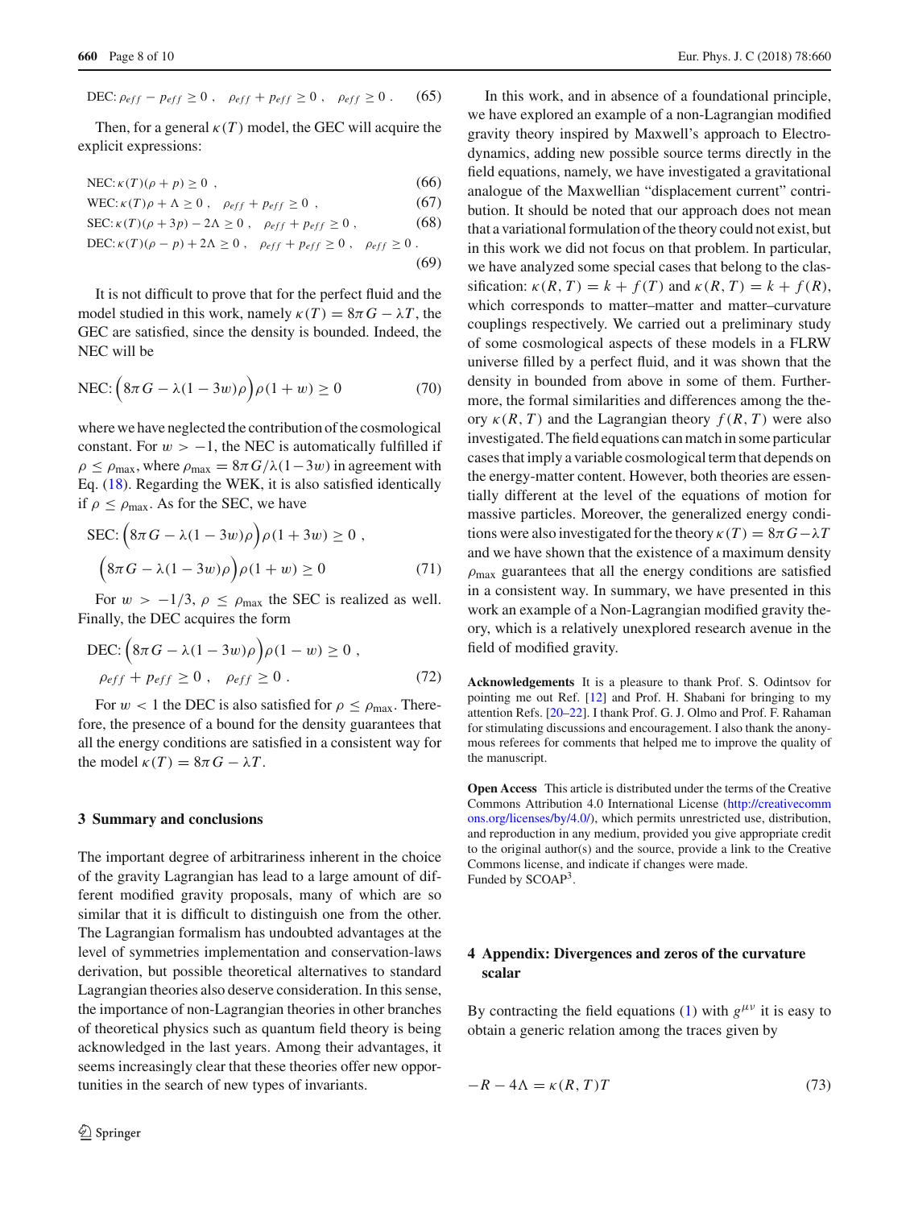$$\text{DEC}: \rho_{eff} - p_{eff} \geq 0\,, \quad \rho_{eff} + p_{eff} \geq 0\,, \quad \rho_{eff} \geq 0\,. \tag{65}$$

Then, for a general $\kappa(T)$ model, the GEC will acquire the explicit expressions:

$$\text{NEC}: \kappa(T)(\rho + p) \geq 0\,, \tag{66}$$

$$\text{WEC}: \kappa(T)\rho + \Lambda \geq 0\,, \quad \rho_{eff} + p_{eff} \geq 0\,, \tag{67}$$

$$\text{SEC}: \kappa(T)(\rho + 3p) - 2\Lambda \geq 0\,, \quad \rho_{eff} + p_{eff} \geq 0\,, \tag{68}$$

$$\text{DEC}: \kappa(T)(\rho - p) + 2\Lambda \geq 0\,, \quad \rho_{eff} + p_{eff} \geq 0\,, \quad \rho_{eff} \geq 0\,. \tag{69}$$

It is not difficult to prove that for the perfect fluid and the model studied in this work, namely $\kappa(T) = 8\pi G - \lambda T$, the GEC are satisfied, since the density is bounded. Indeed, the NEC will be

$$\text{NEC}: \Big(8\pi G - \lambda(1-3w)\rho\Big)\rho(1+w) \geq 0 \tag{70}$$

where we have neglected the contribution of the cosmological constant. For $w > -1$, the NEC is automatically fulfilled if $\rho \leq \rho_{\max}$, where $\rho_{\max} = 8\pi G/\lambda(1-3w)$ in agreement with Eq. (18). Regarding the WEK, it is also satisfied identically if $\rho \leq \rho_{\max}$. As for the SEC, we have

$$\text{SEC}: \Big(8\pi G - \lambda(1-3w)\rho\Big)\rho(1+3w) \geq 0\,,$$
$$\Big(8\pi G - \lambda(1-3w)\rho\Big)\rho(1+w) \geq 0 \tag{71}$$

For $w > -1/3$, $\rho \leq \rho_{\max}$ the SEC is realized as well. Finally, the DEC acquires the form

$$\text{DEC}: \Big(8\pi G - \lambda(1-3w)\rho\Big)\rho(1-w) \geq 0\,,$$
$$\rho_{eff} + p_{eff} \geq 0\,, \quad \rho_{eff} \geq 0\,. \tag{72}$$

For $w < 1$ the DEC is also satisfied for $\rho \leq \rho_{\max}$. Therefore, the presence of a bound for the density guarantees that all the energy conditions are satisfied in a consistent way for the model $\kappa(T) = 8\pi G - \lambda T$.

## 3 Summary and conclusions

The important degree of arbitrariness inherent in the choice of the gravity Lagrangian has lead to a large amount of different modified gravity proposals, many of which are so similar that it is difficult to distinguish one from the other. The Lagrangian formalism has undoubted advantages at the level of symmetries implementation and conservation-laws derivation, but possible theoretical alternatives to standard Lagrangian theories also deserve consideration. In this sense, the importance of non-Lagrangian theories in other branches of theoretical physics such as quantum field theory is being acknowledged in the last years. Among their advantages, it seems increasingly clear that these theories offer new opportunities in the search of new types of invariants.

In this work, and in absence of a foundational principle, we have explored an example of a non-Lagrangian modified gravity theory inspired by Maxwell's approach to Electrodynamics, adding new possible source terms directly in the field equations, namely, we have investigated a gravitational analogue of the Maxwellian "displacement current" contribution. It should be noted that our approach does not mean that a variational formulation of the theory could not exist, but in this work we did not focus on that problem. In particular, we have analyzed some special cases that belong to the classification: $\kappa(R, T) = k + f(T)$ and $\kappa(R, T) = k + f(R)$, which corresponds to matter–matter and matter–curvature couplings respectively. We carried out a preliminary study of some cosmological aspects of these models in a FLRW universe filled by a perfect fluid, and it was shown that the density in bounded from above in some of them. Furthermore, the formal similarities and differences among the theory $\kappa(R, T)$ and the Lagrangian theory $f(R, T)$ were also investigated. The field equations can match in some particular cases that imply a variable cosmological term that depends on the energy-matter content. However, both theories are essentially different at the level of the equations of motion for massive particles. Moreover, the generalized energy conditions were also investigated for the theory $\kappa(T) = 8\pi G - \lambda T$ and we have shown that the existence of a maximum density $\rho_{\max}$ guarantees that all the energy conditions are satisfied in a consistent way. In summary, we have presented in this work an example of a Non-Lagrangian modified gravity theory, which is a relatively unexplored research avenue in the field of modified gravity.

**Acknowledgements** It is a pleasure to thank Prof. S. Odintsov for pointing me out Ref. [12] and Prof. H. Shabani for bringing to my attention Refs. [20–22]. I thank Prof. G. J. Olmo and Prof. F. Rahaman for stimulating discussions and encouragement. I also thank the anonymous referees for comments that helped me to improve the quality of the manuscript.

**Open Access** This article is distributed under the terms of the Creative Commons Attribution 4.0 International License (http://creativecommons.org/licenses/by/4.0/), which permits unrestricted use, distribution, and reproduction in any medium, provided you give appropriate credit to the original author(s) and the source, provide a link to the Creative Commons license, and indicate if changes were made.
Funded by SCOAP[3].

## 4 Appendix: Divergences and zeros of the curvature scalar

By contracting the field equations (1) with $g^{\mu\nu}$ it is easy to obtain a generic relation among the traces given by

$$-R - 4\Lambda = \kappa(R, T)T \tag{73}$$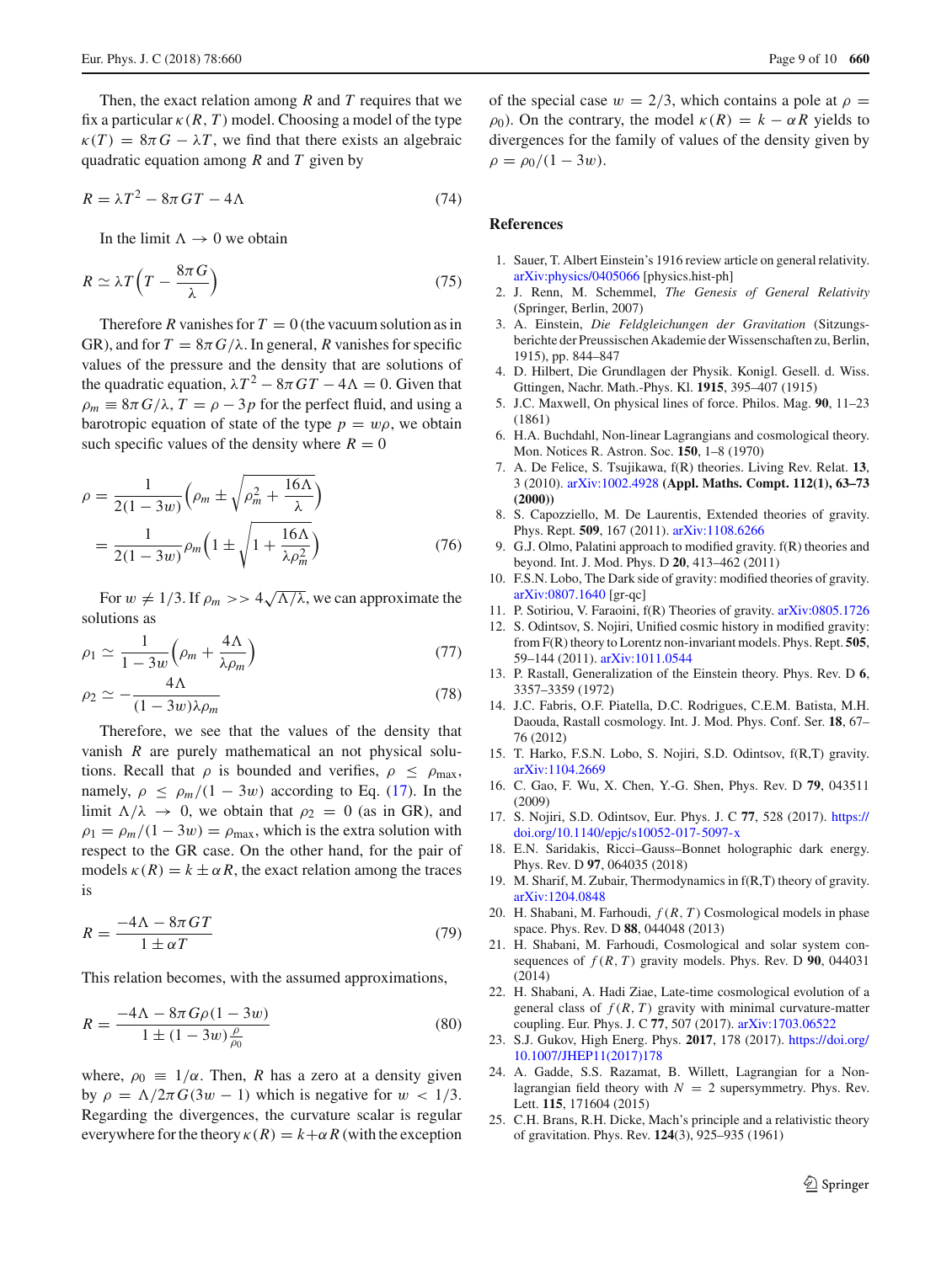Then, the exact relation among $R$ and $T$ requires that we fix a particular $\kappa(R, T)$ model. Choosing a model of the type $\kappa(T) = 8\pi G - \lambda T$, we find that there exists an algebraic quadratic equation among $R$ and $T$ given by

$$R = \lambda T^2 - 8\pi G T - 4\Lambda \tag{74}$$

In the limit $\Lambda \to 0$ we obtain

$$R \simeq \lambda T\left(T - \frac{8\pi G}{\lambda}\right) \tag{75}$$

Therefore $R$ vanishes for $T = 0$ (the vacuum solution as in GR), and for $T = 8\pi G/\lambda$. In general, $R$ vanishes for specific values of the pressure and the density that are solutions of the quadratic equation, $\lambda T^2 - 8\pi G T - 4\Lambda = 0$. Given that $\rho_m \equiv 8\pi G/\lambda$, $T = \rho - 3p$ for the perfect fluid, and using a barotropic equation of state of the type $p = w\rho$, we obtain such specific values of the density where $R = 0$

$$\begin{aligned}\rho &= \frac{1}{2(1-3w)}\left(\rho_m \pm \sqrt{\rho_m^2 + \frac{16\Lambda}{\lambda}}\right)\\ &= \frac{1}{2(1-3w)}\rho_m\left(1 \pm \sqrt{1 + \frac{16\Lambda}{\lambda\rho_m^2}}\right)\end{aligned} \tag{76}$$

For $w \neq 1/3$. If $\rho_m >> 4\sqrt{\Lambda/\lambda}$, we can approximate the solutions as

$$\rho_1 \simeq \frac{1}{1-3w}\left(\rho_m + \frac{4\Lambda}{\lambda\rho_m}\right) \tag{77}$$

$$\rho_2 \simeq -\frac{4\Lambda}{(1-3w)\lambda\rho_m} \tag{78}$$

Therefore, we see that the values of the density that vanish $R$ are purely mathematical an not physical solutions. Recall that $\rho$ is bounded and verifies, $\rho \leq \rho_{\max}$, namely, $\rho \leq \rho_m/(1-3w)$ according to Eq. (17). In the limit $\Lambda/\lambda \to 0$, we obtain that $\rho_2 = 0$ (as in GR), and $\rho_1 = \rho_m/(1-3w) = \rho_{\max}$, which is the extra solution with respect to the GR case. On the other hand, for the pair of models $\kappa(R) = k \pm \alpha R$, the exact relation among the traces is

$$R = \frac{-4\Lambda - 8\pi G T}{1 \pm \alpha T} \tag{79}$$

This relation becomes, with the assumed approximations,

$$R = \frac{-4\Lambda - 8\pi G\rho(1-3w)}{1 \pm (1-3w)\frac{\rho}{\rho_0}} \tag{80}$$

where, $\rho_0 \equiv 1/\alpha$. Then, $R$ has a zero at a density given by $\rho = \Lambda/2\pi G(3w-1)$ which is negative for $w < 1/3$. Regarding the divergences, the curvature scalar is regular everywhere for the theory $\kappa(R) = k + \alpha R$ (with the exception of the special case $w = 2/3$, which contains a pole at $\rho = \rho_0$). On the contrary, the model $\kappa(R) = k - \alpha R$ yields to divergences for the family of values of the density given by $\rho = \rho_0/(1-3w)$.

## References

1. Sauer, T. Albert Einstein's 1916 review article on general relativity. arXiv:physics/0405066 [physics.hist-ph]
2. J. Renn, M. Schemmel, *The Genesis of General Relativity* (Springer, Berlin, 2007)
3. A. Einstein, *Die Feldgleichungen der Gravitation* (Sitzungsberichte der Preussischen Akademie der Wissenschaften zu, Berlin, 1915), pp. 844–847
4. D. Hilbert, Die Grundlagen der Physik. Konigl. Gesell. d. Wiss. Gttingen, Nachr. Math.-Phys. Kl. **1915**, 395–407 (1915)
5. J.C. Maxwell, On physical lines of force. Philos. Mag. **90**, 11–23 (1861)
6. H.A. Buchdahl, Non-linear Lagrangians and cosmological theory. Mon. Notices R. Astron. Soc. **150**, 1–8 (1970)
7. A. De Felice, S. Tsujikawa, f(R) theories. Living Rev. Relat. **13**, 3 (2010). arXiv:1002.4928 **(Appl. Maths. Compt. 112(1), 63–73 (2000))**
8. S. Capozziello, M. De Laurentis, Extended theories of gravity. Phys. Rept. **509**, 167 (2011). arXiv:1108.6266
9. G.J. Olmo, Palatini approach to modified gravity. f(R) theories and beyond. Int. J. Mod. Phys. D **20**, 413–462 (2011)
10. F.S.N. Lobo, The Dark side of gravity: modified theories of gravity. arXiv:0807.1640 [gr-qc]
11. P. Sotiriou, V. Faraoini, f(R) Theories of gravity. arXiv:0805.1726
12. S. Odintsov, S. Nojiri, Unified cosmic history in modified gravity: from F(R) theory to Lorentz non-invariant models. Phys. Rept. **505**, 59–144 (2011). arXiv:1011.0544
13. P. Rastall, Generalization of the Einstein theory. Phys. Rev. D **6**, 3357–3359 (1972)
14. J.C. Fabris, O.F. Piatella, D.C. Rodrigues, C.E.M. Batista, M.H. Daouda, Rastall cosmology. Int. J. Mod. Phys. Conf. Ser. **18**, 67–76 (2012)
15. T. Harko, F.S.N. Lobo, S. Nojiri, S.D. Odintsov, f(R,T) gravity. arXiv:1104.2669
16. C. Gao, F. Wu, X. Chen, Y.-G. Shen, Phys. Rev. D **79**, 043511 (2009)
17. S. Nojiri, S.D. Odintsov, Eur. Phys. J. C **77**, 528 (2017). https://doi.org/10.1140/epjc/s10052-017-5097-x
18. E.N. Saridakis, Ricci–Gauss–Bonnet holographic dark energy. Phys. Rev. D **97**, 064035 (2018)
19. M. Sharif, M. Zubair, Thermodynamics in f(R,T) theory of gravity. arXiv:1204.0848
20. H. Shabani, M. Farhoudi, $f(R, T)$ Cosmological models in phase space. Phys. Rev. D **88**, 044048 (2013)
21. H. Shabani, M. Farhoudi, Cosmological and solar system consequences of $f(R, T)$ gravity models. Phys. Rev. D **90**, 044031 (2014)
22. H. Shabani, A. Hadi Ziae, Late-time cosmological evolution of a general class of $f(R, T)$ gravity with minimal curvature-matter coupling. Eur. Phys. J. C **77**, 507 (2017). arXiv:1703.06522
23. S.J. Gukov, High Energ. Phys. **2017**, 178 (2017). https://doi.org/10.1007/JHEP11(2017)178
24. A. Gadde, S.S. Razamat, B. Willett, Lagrangian for a Non-lagrangian field theory with $N = 2$ supersymmetry. Phys. Rev. Lett. **115**, 171604 (2015)
25. C.H. Brans, R.H. Dicke, Mach's principle and a relativistic theory of gravitation. Phys. Rev. **124**(3), 925–935 (1961)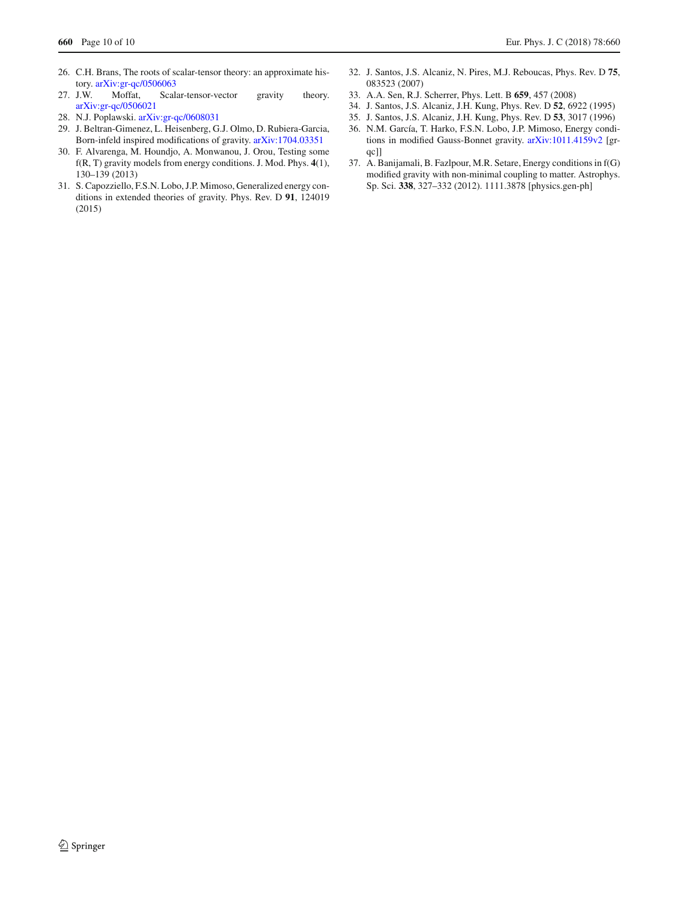26. C.H. Brans, The roots of scalar-tensor theory: an approximate history. arXiv:gr-qc/0506063
27. J.W. Moffat, Scalar-tensor-vector gravity theory. arXiv:gr-qc/0506021
28. N.J. Poplawski. arXiv:gr-qc/0608031
29. J. Beltran-Gimenez, L. Heisenberg, G.J. Olmo, D. Rubiera-Garcia, Born-infeld inspired modifications of gravity. arXiv:1704.03351
30. F. Alvarenga, M. Houndjo, A. Monwanou, J. Orou, Testing some f(R, T) gravity models from energy conditions. J. Mod. Phys. **4**(1), 130–139 (2013)
31. S. Capozziello, F.S.N. Lobo, J.P. Mimoso, Generalized energy conditions in extended theories of gravity. Phys. Rev. D **91**, 124019 (2015)
32. J. Santos, J.S. Alcaniz, N. Pires, M.J. Reboucas, Phys. Rev. D **75**, 083523 (2007)
33. A.A. Sen, R.J. Scherrer, Phys. Lett. B **659**, 457 (2008)
34. J. Santos, J.S. Alcaniz, J.H. Kung, Phys. Rev. D **52**, 6922 (1995)
35. J. Santos, J.S. Alcaniz, J.H. Kung, Phys. Rev. D **53**, 3017 (1996)
36. N.M. García, T. Harko, F.S.N. Lobo, J.P. Mimoso, Energy conditions in modified Gauss-Bonnet gravity. arXiv:1011.4159v2 [gr-qc]]
37. A. Banijamali, B. Fazlpour, M.R. Setare, Energy conditions in f(G) modified gravity with non-minimal coupling to matter. Astrophys. Sp. Sci. **338**, 327–332 (2012). 1111.3878 [physics.gen-ph]